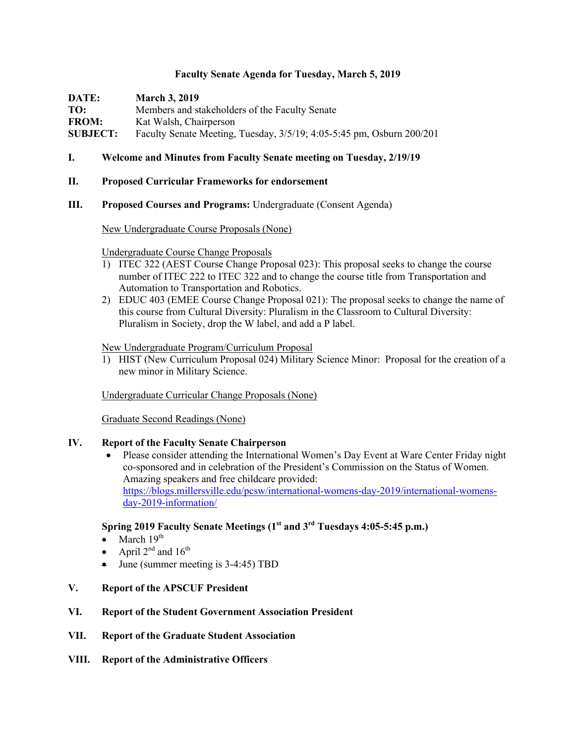# Faculty Senate Agenda for Tuesday, March 5, 2019

**DATE:** **March 3, 2019**
**TO:** Members and stakeholders of the Faculty Senate
**FROM:** Kat Walsh, Chairperson
**SUBJECT:** Faculty Senate Meeting, Tuesday, 3/5/19; 4:05-5:45 pm, Osburn 200/201

## I. Welcome and Minutes from Faculty Senate meeting on Tuesday, 2/19/19

## II. Proposed Curricular Frameworks for endorsement

## III. Proposed Courses and Programs: Undergraduate (Consent Agenda)

New Undergraduate Course Proposals (None)

Undergraduate Course Change Proposals

1) ITEC 322 (AEST Course Change Proposal 023): This proposal seeks to change the course number of ITEC 222 to ITEC 322 and to change the course title from Transportation and Automation to Transportation and Robotics.
2) EDUC 403 (EMEE Course Change Proposal 021): The proposal seeks to change the name of this course from Cultural Diversity: Pluralism in the Classroom to Cultural Diversity: Pluralism in Society, drop the W label, and add a P label.

New Undergraduate Program/Curriculum Proposal

1) HIST (New Curriculum Proposal 024) Military Science Minor: Proposal for the creation of a new minor in Military Science.

Undergraduate Curricular Change Proposals (None)

Graduate Second Readings (None)

## IV. Report of the Faculty Senate Chairperson

- Please consider attending the International Women's Day Event at Ware Center Friday night co-sponsored and in celebration of the President's Commission on the Status of Women. Amazing speakers and free childcare provided: https://blogs.millersville.edu/pcsw/international-womens-day-2019/international-womens-day-2019-information/

### Spring 2019 Faculty Senate Meetings (1st and 3rd Tuesdays 4:05-5:45 p.m.)

- March 19th
- April 2nd and 16th
- June (summer meeting is 3-4:45) TBD

## V. Report of the APSCUF President

## VI. Report of the Student Government Association President

## VII. Report of the Graduate Student Association

## VIII. Report of the Administrative Officers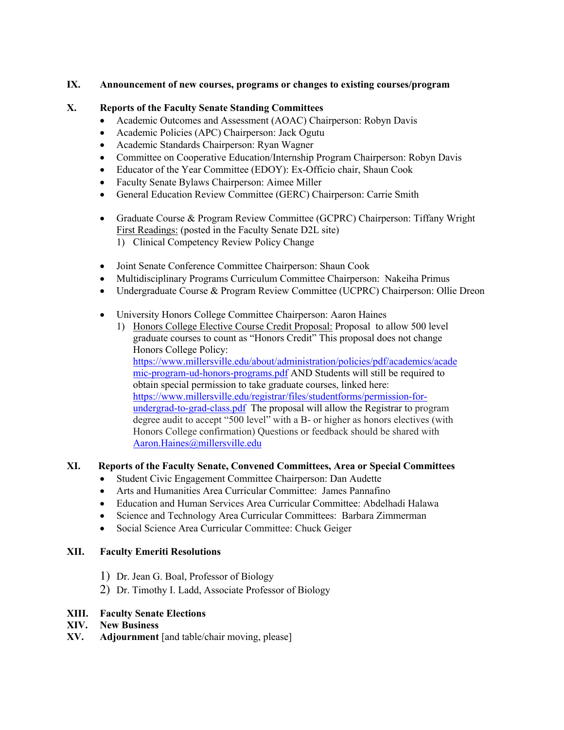**IX. Announcement of new courses, programs or changes to existing courses/program**

**X. Reports of the Faculty Senate Standing Committees**

- Academic Outcomes and Assessment (AOAC) Chairperson: Robyn Davis
- Academic Policies (APC) Chairperson: Jack Ogutu
- Academic Standards Chairperson: Ryan Wagner
- Committee on Cooperative Education/Internship Program Chairperson: Robyn Davis
- Educator of the Year Committee (EDOY): Ex-Officio chair, Shaun Cook
- Faculty Senate Bylaws Chairperson: Aimee Miller
- General Education Review Committee (GERC) Chairperson: Carrie Smith

- Graduate Course & Program Review Committee (GCPRC) Chairperson: Tiffany Wright
  First Readings: (posted in the Faculty Senate D2L site)
  1) Clinical Competency Review Policy Change

- Joint Senate Conference Committee Chairperson: Shaun Cook
- Multidisciplinary Programs Curriculum Committee Chairperson: Nakeiha Primus
- Undergraduate Course & Program Review Committee (UCPRC) Chairperson: Ollie Dreon

- University Honors College Committee Chairperson: Aaron Haines
  1) Honors College Elective Course Credit Proposal: Proposal to allow 500 level graduate courses to count as "Honors Credit" This proposal does not change Honors College Policy: https://www.millersville.edu/about/administration/policies/pdf/academics/academic-program-ud-honors-programs.pdf AND Students will still be required to obtain special permission to take graduate courses, linked here: https://www.millersville.edu/registrar/files/studentforms/permission-for-undergrad-to-grad-class.pdf The proposal will allow the Registrar to program degree audit to accept "500 level" with a B- or higher as honors electives (with Honors College confirmation) Questions or feedback should be shared with Aaron.Haines@millersville.edu

**XI. Reports of the Faculty Senate, Convened Committees, Area or Special Committees**

- Student Civic Engagement Committee Chairperson: Dan Audette
- Arts and Humanities Area Curricular Committee: James Pannafino
- Education and Human Services Area Curricular Committee: Abdelhadi Halawa
- Science and Technology Area Curricular Committees: Barbara Zimmerman
- Social Science Area Curricular Committee: Chuck Geiger

**XII. Faculty Emeriti Resolutions**

1) Dr. Jean G. Boal, Professor of Biology
2) Dr. Timothy I. Ladd, Associate Professor of Biology

**XIII. Faculty Senate Elections**

**XIV. New Business**

**XV. Adjournment** [and table/chair moving, please]